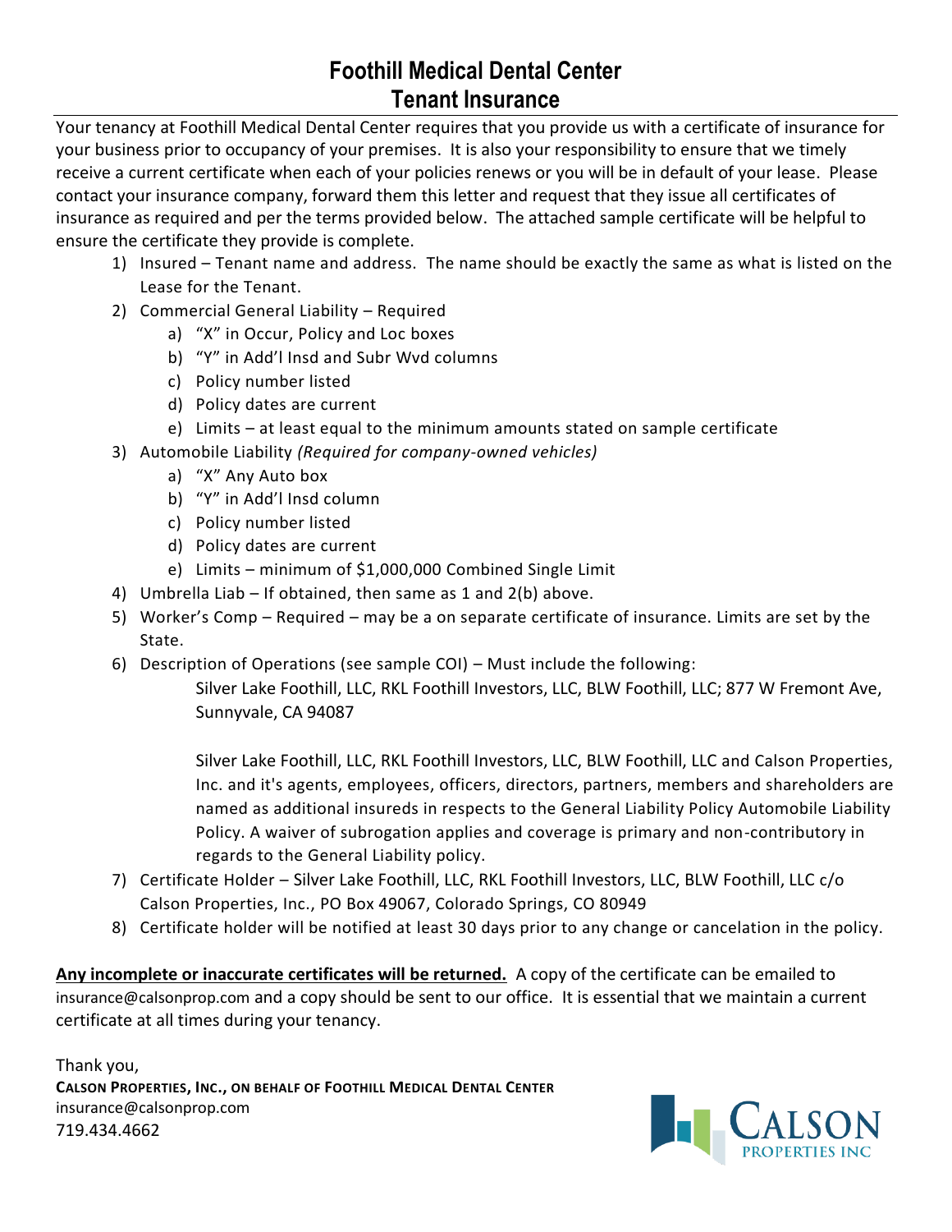# Foothill Medical Dental Center
# Tenant Insurance

Your tenancy at Foothill Medical Dental Center requires that you provide us with a certificate of insurance for your business prior to occupancy of your premises. It is also your responsibility to ensure that we timely receive a current certificate when each of your policies renews or you will be in default of your lease. Please contact your insurance company, forward them this letter and request that they issue all certificates of insurance as required and per the terms provided below. The attached sample certificate will be helpful to ensure the certificate they provide is complete.

1) Insured – Tenant name and address. The name should be exactly the same as what is listed on the Lease for the Tenant.
2) Commercial General Liability – Required
   a) "X" in Occur, Policy and Loc boxes
   b) "Y" in Add'l Insd and Subr Wvd columns
   c) Policy number listed
   d) Policy dates are current
   e) Limits – at least equal to the minimum amounts stated on sample certificate
3) Automobile Liability *(Required for company-owned vehicles)*
   a) "X" Any Auto box
   b) "Y" in Add'l Insd column
   c) Policy number listed
   d) Policy dates are current
   e) Limits – minimum of $1,000,000 Combined Single Limit
4) Umbrella Liab – If obtained, then same as 1 and 2(b) above.
5) Worker's Comp – Required – may be a on separate certificate of insurance. Limits are set by the State.
6) Description of Operations (see sample COI) – Must include the following:

   Silver Lake Foothill, LLC, RKL Foothill Investors, LLC, BLW Foothill, LLC; 877 W Fremont Ave, Sunnyvale, CA 94087

   Silver Lake Foothill, LLC, RKL Foothill Investors, LLC, BLW Foothill, LLC and Calson Properties, Inc. and it's agents, employees, officers, directors, partners, members and shareholders are named as additional insureds in respects to the General Liability Policy Automobile Liability Policy. A waiver of subrogation applies and coverage is primary and non-contributory in regards to the General Liability policy.
7) Certificate Holder – Silver Lake Foothill, LLC, RKL Foothill Investors, LLC, BLW Foothill, LLC c/o Calson Properties, Inc., PO Box 49067, Colorado Springs, CO 80949
8) Certificate holder will be notified at least 30 days prior to any change or cancelation in the policy.

**Any incomplete or inaccurate certificates will be returned.** A copy of the certificate can be emailed to insurance@calsonprop.com and a copy should be sent to our office. It is essential that we maintain a current certificate at all times during your tenancy.

Thank you,
**CALSON PROPERTIES, INC., ON BEHALF OF FOOTHILL MEDICAL DENTAL CENTER**
insurance@calsonprop.com
719.434.4662

CALSON PROPERTIES INC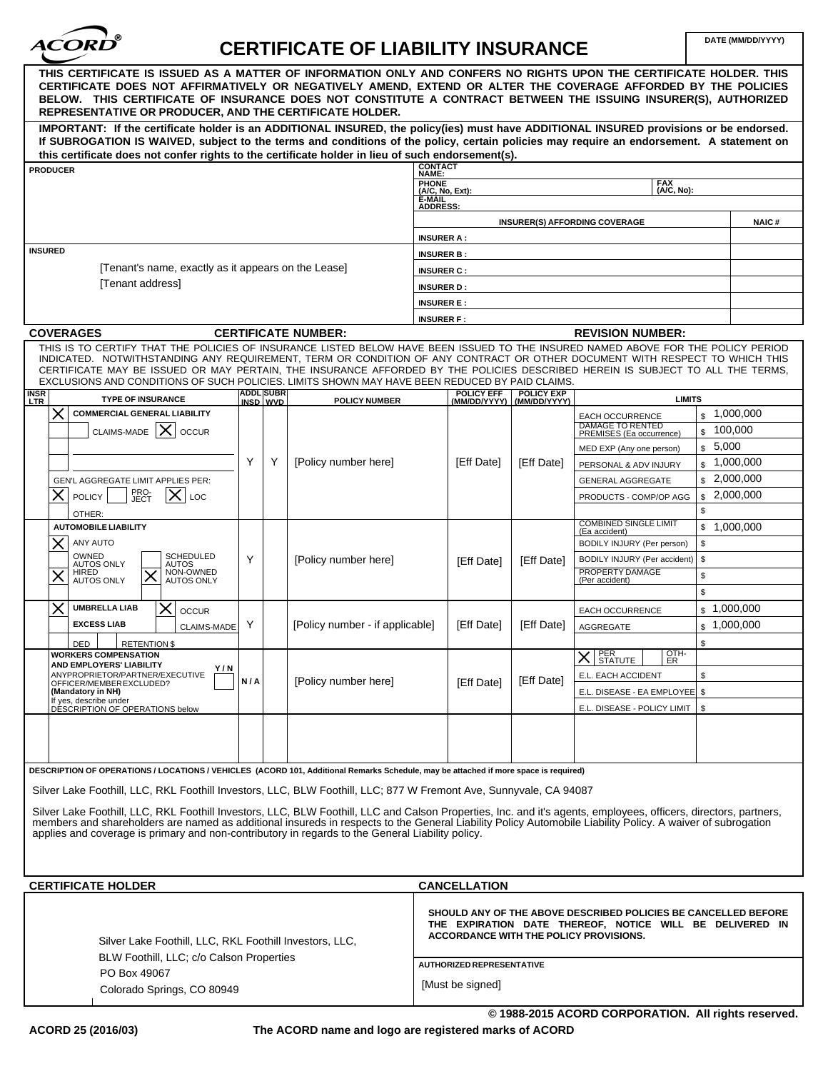# CERTIFICATE OF LIABILITY INSURANCE

DATE (MM/DD/YYYY)

**THIS CERTIFICATE IS ISSUED AS A MATTER OF INFORMATION ONLY AND CONFERS NO RIGHTS UPON THE CERTIFICATE HOLDER. THIS CERTIFICATE DOES NOT AFFIRMATIVELY OR NEGATIVELY AMEND, EXTEND OR ALTER THE COVERAGE AFFORDED BY THE POLICIES BELOW. THIS CERTIFICATE OF INSURANCE DOES NOT CONSTITUTE A CONTRACT BETWEEN THE ISSUING INSURER(S), AUTHORIZED REPRESENTATIVE OR PRODUCER, AND THE CERTIFICATE HOLDER.**

**IMPORTANT: If the certificate holder is an ADDITIONAL INSURED, the policy(ies) must have ADDITIONAL INSURED provisions or be endorsed. If SUBROGATION IS WAIVED, subject to the terms and conditions of the policy, certain policies may require an endorsement. A statement on this certificate does not confer rights to the certificate holder in lieu of such endorsement(s).**

| | | |
|---|---|---|
| **PRODUCER** | CONTACT NAME: | |
| | PHONE (A/C, No, Ext): | FAX (A/C, No): |
| | E-MAIL ADDRESS: | |
| | **INSURER(S) AFFORDING COVERAGE** | **NAIC #** |
| | INSURER A : | |
| **INSURED** | INSURER B : | |
| [Tenant's name, exactly as it appears on the Lease] | INSURER C : | |
| [Tenant address] | INSURER D : | |
| | INSURER E : | |
| | INSURER F : | |

**COVERAGES** **CERTIFICATE NUMBER:** **REVISION NUMBER:**

THIS IS TO CERTIFY THAT THE POLICIES OF INSURANCE LISTED BELOW HAVE BEEN ISSUED TO THE INSURED NAMED ABOVE FOR THE POLICY PERIOD INDICATED. NOTWITHSTANDING ANY REQUIREMENT, TERM OR CONDITION OF ANY CONTRACT OR OTHER DOCUMENT WITH RESPECT TO WHICH THIS CERTIFICATE MAY BE ISSUED OR MAY PERTAIN, THE INSURANCE AFFORDED BY THE POLICIES DESCRIBED HEREIN IS SUBJECT TO ALL THE TERMS, EXCLUSIONS AND CONDITIONS OF SUCH POLICIES. LIMITS SHOWN MAY HAVE BEEN REDUCED BY PAID CLAIMS.

| INSR LTR | TYPE OF INSURANCE | ADDL INSD | SUBR WVD | POLICY NUMBER | POLICY EFF (MM/DD/YYYY) | POLICY EXP (MM/DD/YYYY) | LIMITS | |
|---|---|---|---|---|---|---|---|---|
| | [X] COMMERCIAL GENERAL LIABILITY; CLAIMS-MADE [X] OCCUR; GEN'L AGGREGATE LIMIT APPLIES PER: [X] POLICY PRO-JECT [X] LOC; OTHER: | Y | Y | [Policy number here] | [Eff Date] | [Eff Date] | EACH OCCURRENCE | $ 1,000,000 |
| | | | | | | | DAMAGE TO RENTED PREMISES (Ea occurrence) | $ 100,000 |
| | | | | | | | MED EXP (Any one person) | $ 5,000 |
| | | | | | | | PERSONAL & ADV INJURY | $ 1,000,000 |
| | | | | | | | GENERAL AGGREGATE | $ 2,000,000 |
| | | | | | | | PRODUCTS - COMP/OP AGG | $ 2,000,000 |
| | | | | | | | | $ |
| | AUTOMOBILE LIABILITY; [X] ANY AUTO; OWNED AUTOS ONLY; SCHEDULED AUTOS; [X] HIRED AUTOS ONLY; [X] NON-OWNED AUTOS ONLY | Y | | [Policy number here] | [Eff Date] | [Eff Date] | COMBINED SINGLE LIMIT (Ea accident) | $ 1,000,000 |
| | | | | | | | BODILY INJURY (Per person) | $ |
| | | | | | | | BODILY INJURY (Per accident) | $ |
| | | | | | | | PROPERTY DAMAGE (Per accident) | $ |
| | | | | | | | | $ |
| | [X] UMBRELLA LIAB [X] OCCUR; EXCESS LIAB CLAIMS-MADE; DED RETENTION $ | Y | | [Policy number - if applicable] | [Eff Date] | [Eff Date] | EACH OCCURRENCE | $ 1,000,000 |
| | | | | | | | AGGREGATE | $ 1,000,000 |
| | | | | | | | | $ |
| | WORKERS COMPENSATION AND EMPLOYERS' LIABILITY Y/N; ANYPROPRIETOR/PARTNER/EXECUTIVE OFFICER/MEMBER EXCLUDED? (Mandatory in NH); If yes, describe under DESCRIPTION OF OPERATIONS below | N/A | | [Policy number here] | [Eff Date] | [Eff Date] | [X] PER STATUTE OTH-ER | |
| | | | | | | | E.L. EACH ACCIDENT | $ |
| | | | | | | | E.L. DISEASE - EA EMPLOYEE | $ |
| | | | | | | | E.L. DISEASE - POLICY LIMIT | $ |
| | | | | | | | | |

**DESCRIPTION OF OPERATIONS / LOCATIONS / VEHICLES (ACORD 101, Additional Remarks Schedule, may be attached if more space is required)**

Silver Lake Foothill, LLC, RKL Foothill Investors, LLC, BLW Foothill, LLC; 877 W Fremont Ave, Sunnyvale, CA 94087

Silver Lake Foothill, LLC, RKL Foothill Investors, LLC, BLW Foothill, LLC and Calson Properties, Inc. and it's agents, employees, officers, directors, partners, members and shareholders are named as additional insureds in respects to the General Liability Policy Automobile Liability Policy. A waiver of subrogation applies and coverage is primary and non-contributory in regards to the General Liability policy.

| CERTIFICATE HOLDER | CANCELLATION |
|---|---|
| Silver Lake Foothill, LLC, RKL Foothill Investors, LLC, BLW Foothill, LLC; c/o Calson Properties PO Box 49067 Colorado Springs, CO 80949 | **SHOULD ANY OF THE ABOVE DESCRIBED POLICIES BE CANCELLED BEFORE THE EXPIRATION DATE THEREOF, NOTICE WILL BE DELIVERED IN ACCORDANCE WITH THE POLICY PROVISIONS.** |
| | AUTHORIZED REPRESENTATIVE: [Must be signed] |

© 1988-2015 ACORD CORPORATION. All rights reserved.

ACORD 25 (2016/03) The ACORD name and logo are registered marks of ACORD